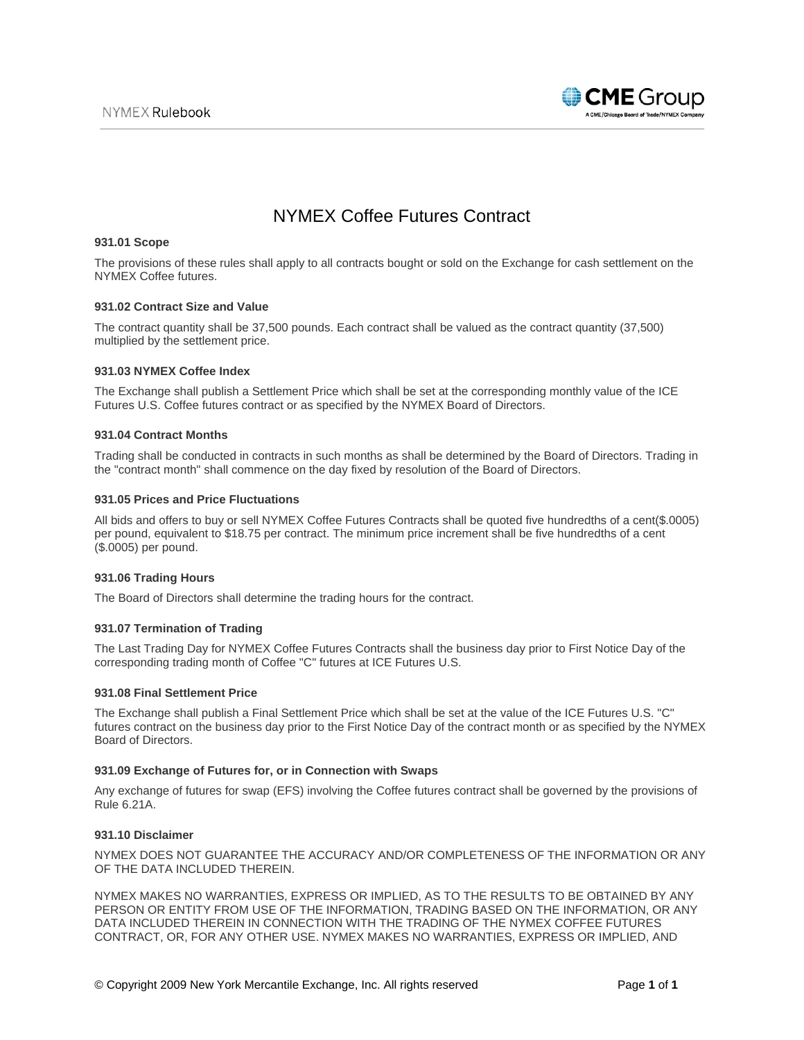# NYMEX Coffee Futures Contract

**931.01 Scope**

The provisions of these rules shall apply to all contracts bought or sold on the Exchange for cash settlement on the NYMEX Coffee futures.

**931.02 Contract Size and Value**

The contract quantity shall be 37,500 pounds. Each contract shall be valued as the contract quantity (37,500) multiplied by the settlement price.

**931.03 NYMEX Coffee Index**

The Exchange shall publish a Settlement Price which shall be set at the corresponding monthly value of the ICE Futures U.S. Coffee futures contract or as specified by the NYMEX Board of Directors.

**931.04 Contract Months**

Trading shall be conducted in contracts in such months as shall be determined by the Board of Directors. Trading in the "contract month" shall commence on the day fixed by resolution of the Board of Directors.

**931.05 Prices and Price Fluctuations**

All bids and offers to buy or sell NYMEX Coffee Futures Contracts shall be quoted five hundredths of a cent($.0005) per pound, equivalent to $18.75 per contract. The minimum price increment shall be five hundredths of a cent ($.0005) per pound.

**931.06 Trading Hours**

The Board of Directors shall determine the trading hours for the contract.

**931.07 Termination of Trading**

The Last Trading Day for NYMEX Coffee Futures Contracts shall the business day prior to First Notice Day of the corresponding trading month of Coffee "C" futures at ICE Futures U.S.

**931.08 Final Settlement Price**

The Exchange shall publish a Final Settlement Price which shall be set at the value of the ICE Futures U.S. "C" futures contract on the business day prior to the First Notice Day of the contract month or as specified by the NYMEX Board of Directors.

**931.09 Exchange of Futures for, or in Connection with Swaps**

Any exchange of futures for swap (EFS) involving the Coffee futures contract shall be governed by the provisions of Rule 6.21A.

**931.10 Disclaimer**

NYMEX DOES NOT GUARANTEE THE ACCURACY AND/OR COMPLETENESS OF THE INFORMATION OR ANY OF THE DATA INCLUDED THEREIN.

NYMEX MAKES NO WARRANTIES, EXPRESS OR IMPLIED, AS TO THE RESULTS TO BE OBTAINED BY ANY PERSON OR ENTITY FROM USE OF THE INFORMATION, TRADING BASED ON THE INFORMATION, OR ANY DATA INCLUDED THEREIN IN CONNECTION WITH THE TRADING OF THE NYMEX COFFEE FUTURES CONTRACT, OR, FOR ANY OTHER USE. NYMEX MAKES NO WARRANTIES, EXPRESS OR IMPLIED, AND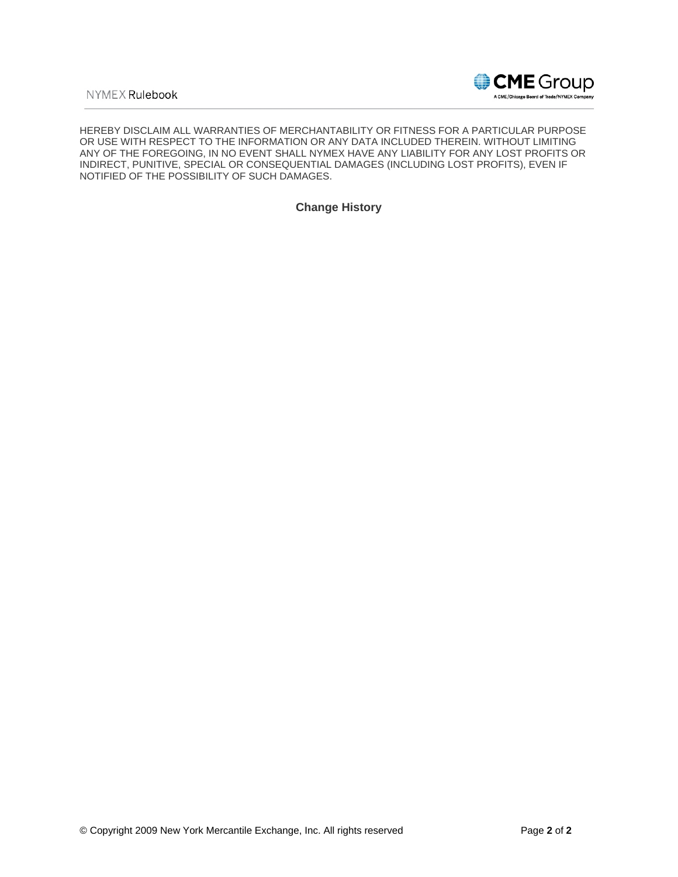HEREBY DISCLAIM ALL WARRANTIES OF MERCHANTABILITY OR FITNESS FOR A PARTICULAR PURPOSE OR USE WITH RESPECT TO THE INFORMATION OR ANY DATA INCLUDED THEREIN. WITHOUT LIMITING ANY OF THE FOREGOING, IN NO EVENT SHALL NYMEX HAVE ANY LIABILITY FOR ANY LOST PROFITS OR INDIRECT, PUNITIVE, SPECIAL OR CONSEQUENTIAL DAMAGES (INCLUDING LOST PROFITS), EVEN IF NOTIFIED OF THE POSSIBILITY OF SUCH DAMAGES.

## Change History